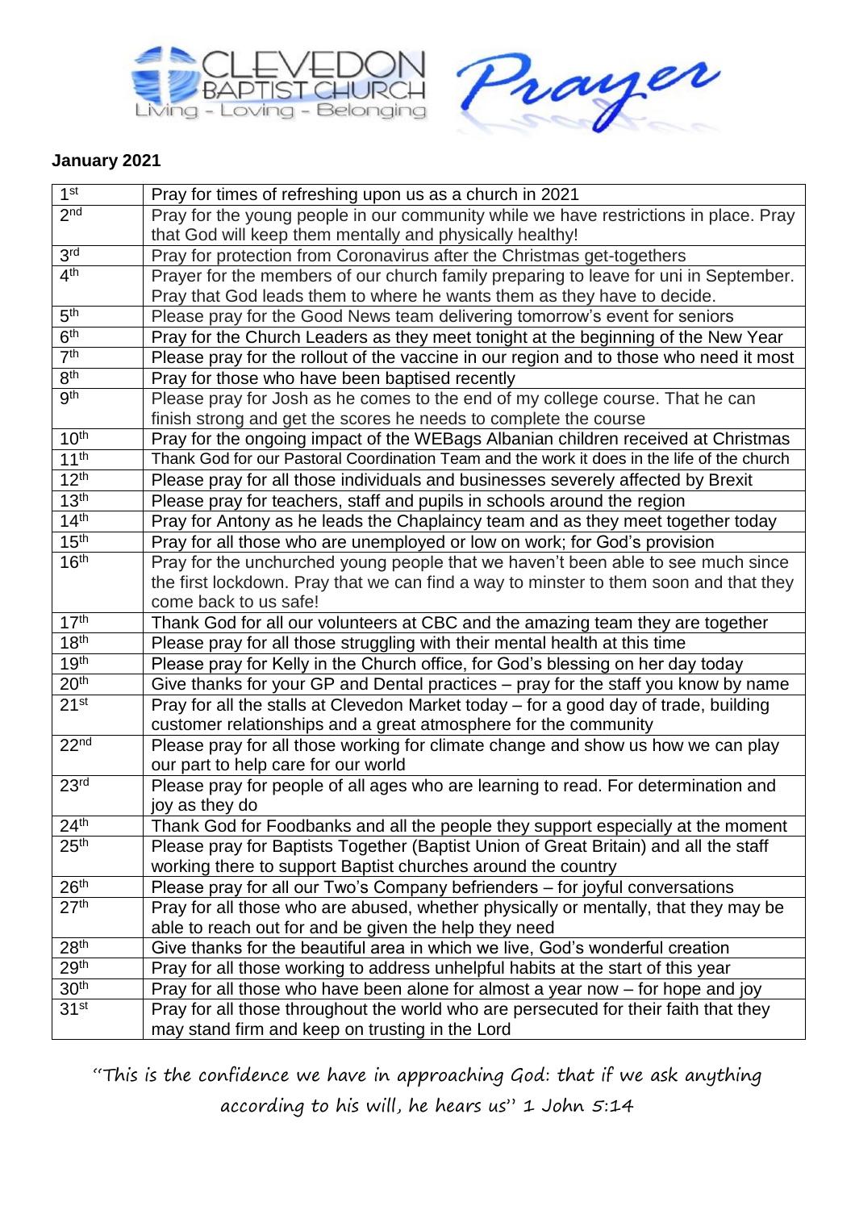CLEVEDON BAPTIST CHURCH
Living - Loving - Belonging

Prayer

**January 2021**

| | |
|---|---|
| 1st | Pray for times of refreshing upon us as a church in 2021 |
| 2nd | Pray for the young people in our community while we have restrictions in place. Pray that God will keep them mentally and physically healthy! |
| 3rd | Pray for protection from Coronavirus after the Christmas get-togethers |
| 4th | Prayer for the members of our church family preparing to leave for uni in September. Pray that God leads them to where he wants them as they have to decide. |
| 5th | Please pray for the Good News team delivering tomorrow's event for seniors |
| 6th | Pray for the Church Leaders as they meet tonight at the beginning of the New Year |
| 7th | Please pray for the rollout of the vaccine in our region and to those who need it most |
| 8th | Pray for those who have been baptised recently |
| 9th | Please pray for Josh as he comes to the end of my college course. That he can finish strong and get the scores he needs to complete the course |
| 10th | Pray for the ongoing impact of the WEBags Albanian children received at Christmas |
| 11th | Thank God for our Pastoral Coordination Team and the work it does in the life of the church |
| 12th | Please pray for all those individuals and businesses severely affected by Brexit |
| 13th | Please pray for teachers, staff and pupils in schools around the region |
| 14th | Pray for Antony as he leads the Chaplaincy team and as they meet together today |
| 15th | Pray for all those who are unemployed or low on work; for God's provision |
| 16th | Pray for the unchurched young people that we haven't been able to see much since the first lockdown. Pray that we can find a way to minster to them soon and that they come back to us safe! |
| 17th | Thank God for all our volunteers at CBC and the amazing team they are together |
| 18th | Please pray for all those struggling with their mental health at this time |
| 19th | Please pray for Kelly in the Church office, for God's blessing on her day today |
| 20th | Give thanks for your GP and Dental practices – pray for the staff you know by name |
| 21st | Pray for all the stalls at Clevedon Market today – for a good day of trade, building customer relationships and a great atmosphere for the community |
| 22nd | Please pray for all those working for climate change and show us how we can play our part to help care for our world |
| 23rd | Please pray for people of all ages who are learning to read. For determination and joy as they do |
| 24th | Thank God for Foodbanks and all the people they support especially at the moment |
| 25th | Please pray for Baptists Together (Baptist Union of Great Britain) and all the staff working there to support Baptist churches around the country |
| 26th | Please pray for all our Two's Company befrienders – for joyful conversations |
| 27th | Pray for all those who are abused, whether physically or mentally, that they may be able to reach out for and be given the help they need |
| 28th | Give thanks for the beautiful area in which we live, God's wonderful creation |
| 29th | Pray for all those working to address unhelpful habits at the start of this year |
| 30th | Pray for all those who have been alone for almost a year now – for hope and joy |
| 31st | Pray for all those throughout the world who are persecuted for their faith that they may stand firm and keep on trusting in the Lord |

"This is the confidence we have in approaching God: that if we ask anything according to his will, he hears us" 1 John 5:14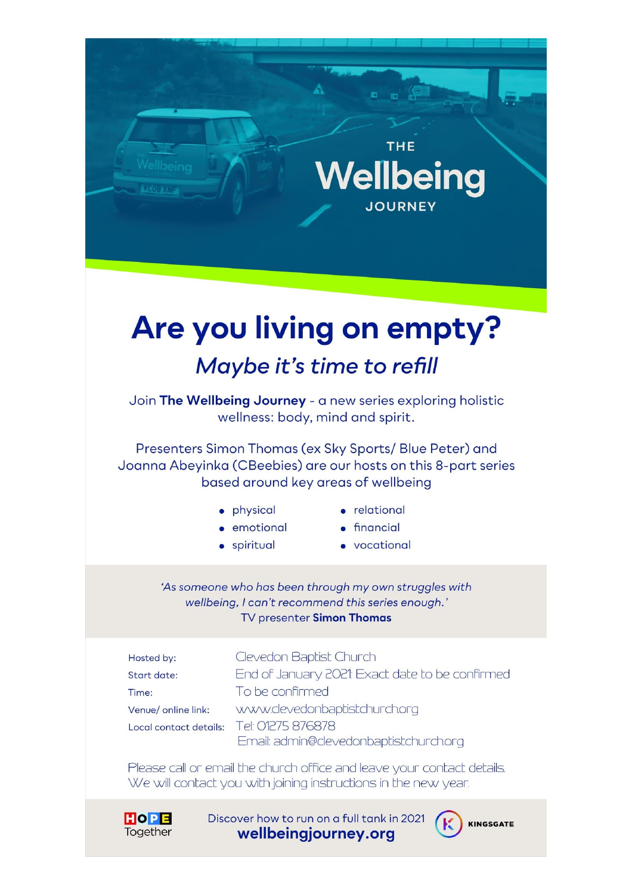THE

# Wellbeing

JOURNEY

# Are you living on empty?

## *Maybe it's time to refill*

Join **The Wellbeing Journey** - a new series exploring holistic wellness: body, mind and spirit.

Presenters Simon Thomas (ex Sky Sports/ Blue Peter) and Joanna Abeyinka (CBeebies) are our hosts on this 8-part series based around key areas of wellbeing

- physical
- emotional
- spiritual
- relational
- financial
- vocational

*'As someone who has been through my own struggles with wellbeing, I can't recommend this series enough.'*
TV presenter **Simon Thomas**

| | |
|---|---|
| Hosted by: | Clevedon Baptist Church |
| Start date: | End of January 2021. Exact date to be confirmed |
| Time: | To be confirmed |
| Venue/ online link: | www.clevedonbaptistchurch.org |
| Local contact details: | Tel: 01275 876878<br>Email: admin@clevedonbaptistchurch.org |

Please call or email the church office and leave your contact details. We will contact you with joining instructions in the new year.

HOPE Together

Discover how to run on a full tank in 2021
**wellbeingjourney.org**

KINGSGATE